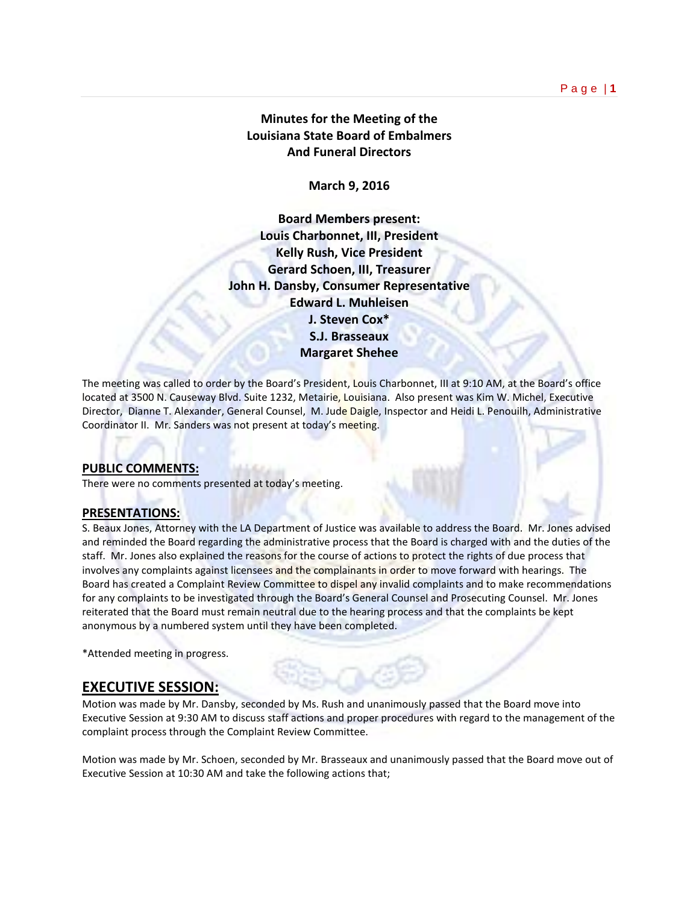# Minutes for the Meeting of the Louisiana State Board of Embalmers And Funeral Directors

**March 9, 2016**

**Board Members present:**
**Louis Charbonnet, III, President**
**Kelly Rush, Vice President**
**Gerard Schoen, III, Treasurer**
**John H. Dansby, Consumer Representative**
**Edward L. Muhleisen**
**J. Steven Cox***
**S.J. Brasseaux**
**Margaret Shehee**

The meeting was called to order by the Board's President, Louis Charbonnet, III at 9:10 AM, at the Board's office located at 3500 N. Causeway Blvd. Suite 1232, Metairie, Louisiana. Also present was Kim W. Michel, Executive Director, Dianne T. Alexander, General Counsel, M. Jude Daigle, Inspector and Heidi L. Penouilh, Administrative Coordinator II. Mr. Sanders was not present at today's meeting.

## PUBLIC COMMENTS:

There were no comments presented at today's meeting.

## PRESENTATIONS:

S. Beaux Jones, Attorney with the LA Department of Justice was available to address the Board. Mr. Jones advised and reminded the Board regarding the administrative process that the Board is charged with and the duties of the staff. Mr. Jones also explained the reasons for the course of actions to protect the rights of due process that involves any complaints against licensees and the complainants in order to move forward with hearings. The Board has created a Complaint Review Committee to dispel any invalid complaints and to make recommendations for any complaints to be investigated through the Board's General Counsel and Prosecuting Counsel. Mr. Jones reiterated that the Board must remain neutral due to the hearing process and that the complaints be kept anonymous by a numbered system until they have been completed.

*Attended meeting in progress.

## EXECUTIVE SESSION:

Motion was made by Mr. Dansby, seconded by Ms. Rush and unanimously passed that the Board move into Executive Session at 9:30 AM to discuss staff actions and proper procedures with regard to the management of the complaint process through the Complaint Review Committee.

Motion was made by Mr. Schoen, seconded by Mr. Brasseaux and unanimously passed that the Board move out of Executive Session at 10:30 AM and take the following actions that;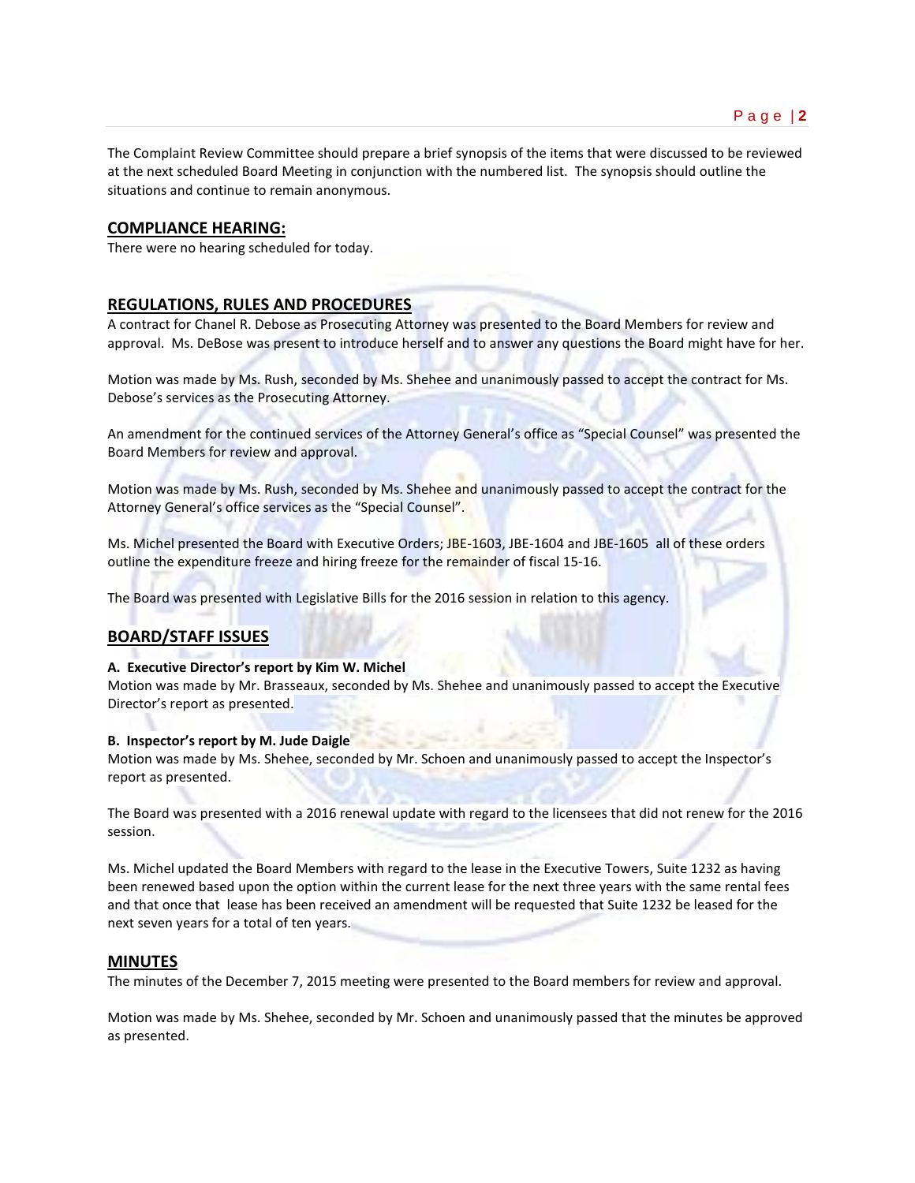The Complaint Review Committee should prepare a brief synopsis of the items that were discussed to be reviewed at the next scheduled Board Meeting in conjunction with the numbered list. The synopsis should outline the situations and continue to remain anonymous.

## COMPLIANCE HEARING:

There were no hearing scheduled for today.

## REGULATIONS, RULES AND PROCEDURES

A contract for Chanel R. Debose as Prosecuting Attorney was presented to the Board Members for review and approval. Ms. DeBose was present to introduce herself and to answer any questions the Board might have for her.

Motion was made by Ms. Rush, seconded by Ms. Shehee and unanimously passed to accept the contract for Ms. Debose's services as the Prosecuting Attorney.

An amendment for the continued services of the Attorney General's office as "Special Counsel" was presented the Board Members for review and approval.

Motion was made by Ms. Rush, seconded by Ms. Shehee and unanimously passed to accept the contract for the Attorney General's office services as the "Special Counsel".

Ms. Michel presented the Board with Executive Orders; JBE-1603, JBE-1604 and JBE-1605 all of these orders outline the expenditure freeze and hiring freeze for the remainder of fiscal 15-16.

The Board was presented with Legislative Bills for the 2016 session in relation to this agency.

## BOARD/STAFF ISSUES

**A. Executive Director's report by Kim W. Michel**

Motion was made by Mr. Brasseaux, seconded by Ms. Shehee and unanimously passed to accept the Executive Director's report as presented.

**B. Inspector's report by M. Jude Daigle**

Motion was made by Ms. Shehee, seconded by Mr. Schoen and unanimously passed to accept the Inspector's report as presented.

The Board was presented with a 2016 renewal update with regard to the licensees that did not renew for the 2016 session.

Ms. Michel updated the Board Members with regard to the lease in the Executive Towers, Suite 1232 as having been renewed based upon the option within the current lease for the next three years with the same rental fees and that once that lease has been received an amendment will be requested that Suite 1232 be leased for the next seven years for a total of ten years.

## MINUTES

The minutes of the December 7, 2015 meeting were presented to the Board members for review and approval.

Motion was made by Ms. Shehee, seconded by Mr. Schoen and unanimously passed that the minutes be approved as presented.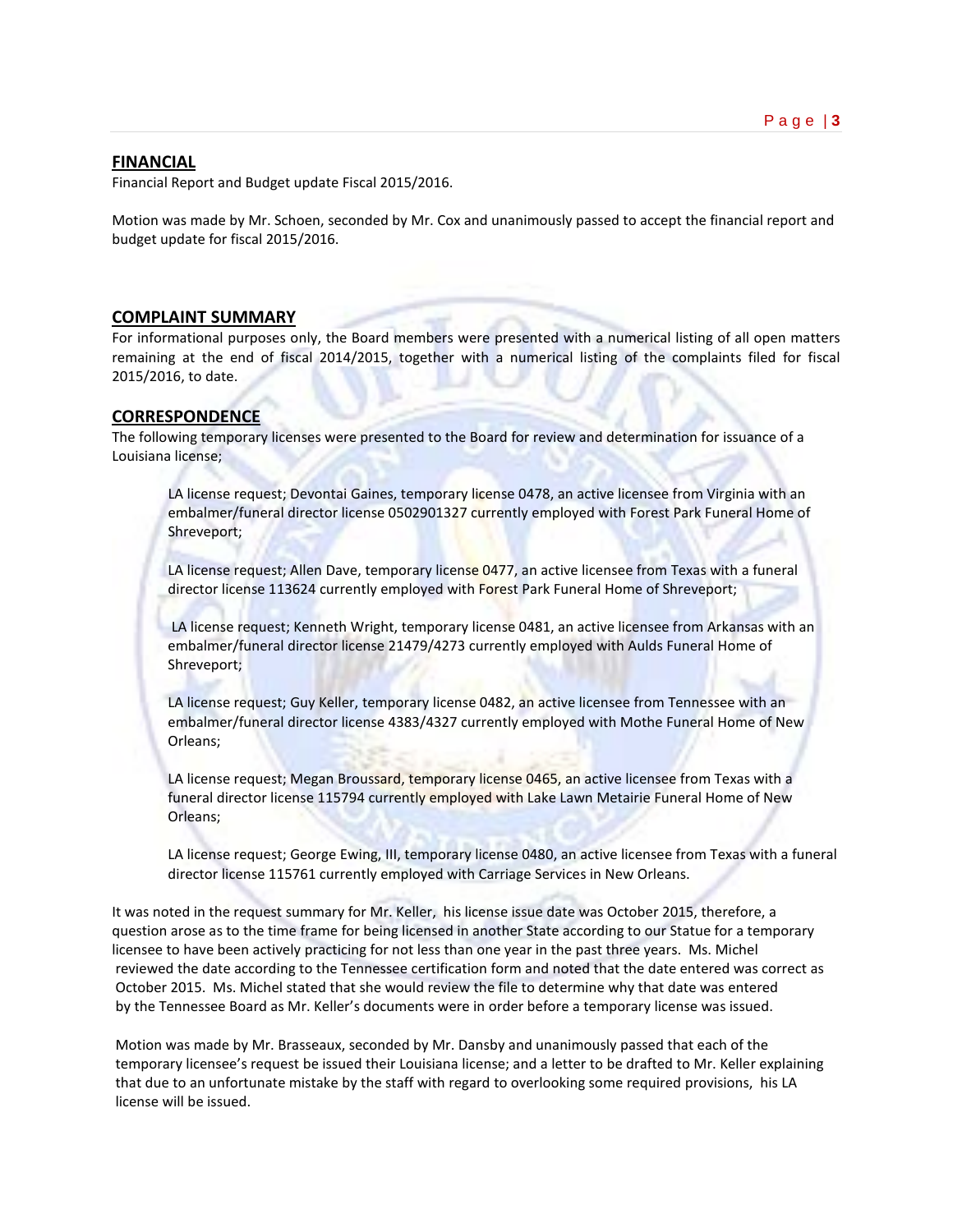## FINANCIAL

Financial Report and Budget update Fiscal 2015/2016.

Motion was made by Mr. Schoen, seconded by Mr. Cox and unanimously passed to accept the financial report and budget update for fiscal 2015/2016.

## COMPLAINT SUMMARY

For informational purposes only, the Board members were presented with a numerical listing of all open matters remaining at the end of fiscal 2014/2015, together with a numerical listing of the complaints filed for fiscal 2015/2016, to date.

## CORRESPONDENCE

The following temporary licenses were presented to the Board for review and determination for issuance of a Louisiana license;

> LA license request; Devontai Gaines, temporary license 0478, an active licensee from Virginia with an embalmer/funeral director license 0502901327 currently employed with Forest Park Funeral Home of Shreveport;
>
> LA license request; Allen Dave, temporary license 0477, an active licensee from Texas with a funeral director license 113624 currently employed with Forest Park Funeral Home of Shreveport;
>
> LA license request; Kenneth Wright, temporary license 0481, an active licensee from Arkansas with an embalmer/funeral director license 21479/4273 currently employed with Aulds Funeral Home of Shreveport;
>
> LA license request; Guy Keller, temporary license 0482, an active licensee from Tennessee with an embalmer/funeral director license 4383/4327 currently employed with Mothe Funeral Home of New Orleans;
>
> LA license request; Megan Broussard, temporary license 0465, an active licensee from Texas with a funeral director license 115794 currently employed with Lake Lawn Metairie Funeral Home of New Orleans;
>
> LA license request; George Ewing, III, temporary license 0480, an active licensee from Texas with a funeral director license 115761 currently employed with Carriage Services in New Orleans.

It was noted in the request summary for Mr. Keller, his license issue date was October 2015, therefore, a question arose as to the time frame for being licensed in another State according to our Statue for a temporary licensee to have been actively practicing for not less than one year in the past three years. Ms. Michel reviewed the date according to the Tennessee certification form and noted that the date entered was correct as October 2015. Ms. Michel stated that she would review the file to determine why that date was entered by the Tennessee Board as Mr. Keller's documents were in order before a temporary license was issued.

Motion was made by Mr. Brasseaux, seconded by Mr. Dansby and unanimously passed that each of the temporary licensee's request be issued their Louisiana license; and a letter to be drafted to Mr. Keller explaining that due to an unfortunate mistake by the staff with regard to overlooking some required provisions, his LA license will be issued.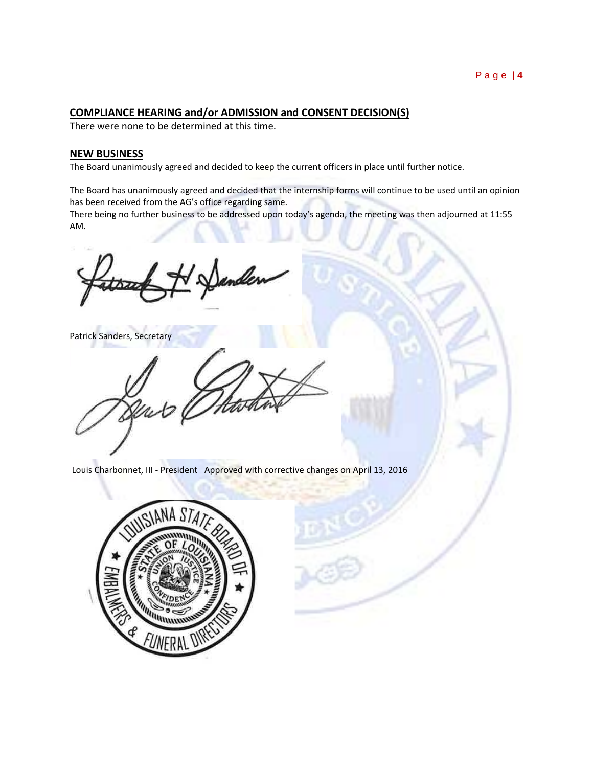## COMPLIANCE HEARING and/or ADMISSION and CONSENT DECISION(S)

There were none to be determined at this time.

## NEW BUSINESS

The Board unanimously agreed and decided to keep the current officers in place until further notice.

The Board has unanimously agreed and decided that the internship forms will continue to be used until an opinion has been received from the AG's office regarding same.

There being no further business to be addressed upon today's agenda, the meeting was then adjourned at 11:55 AM.

Patrick Sanders, Secretary

Louis Charbonnet, III - President   Approved with corrective changes on April 13, 2016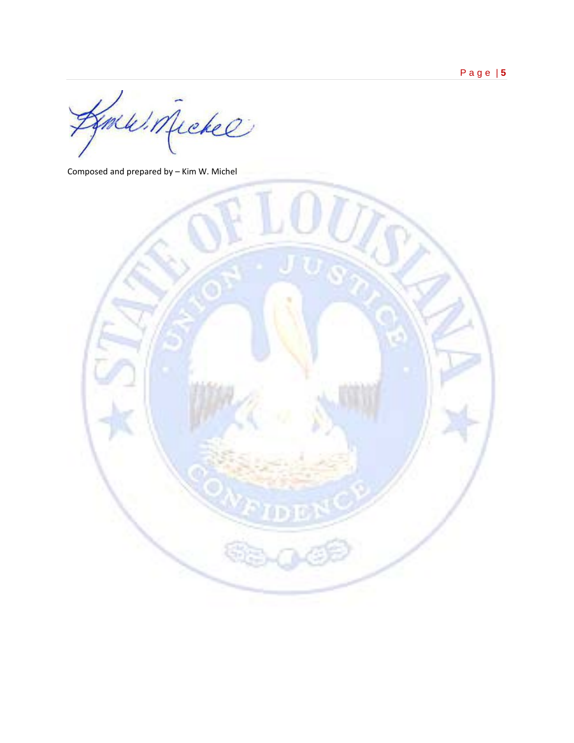Composed and prepared by – Kim W. Michel